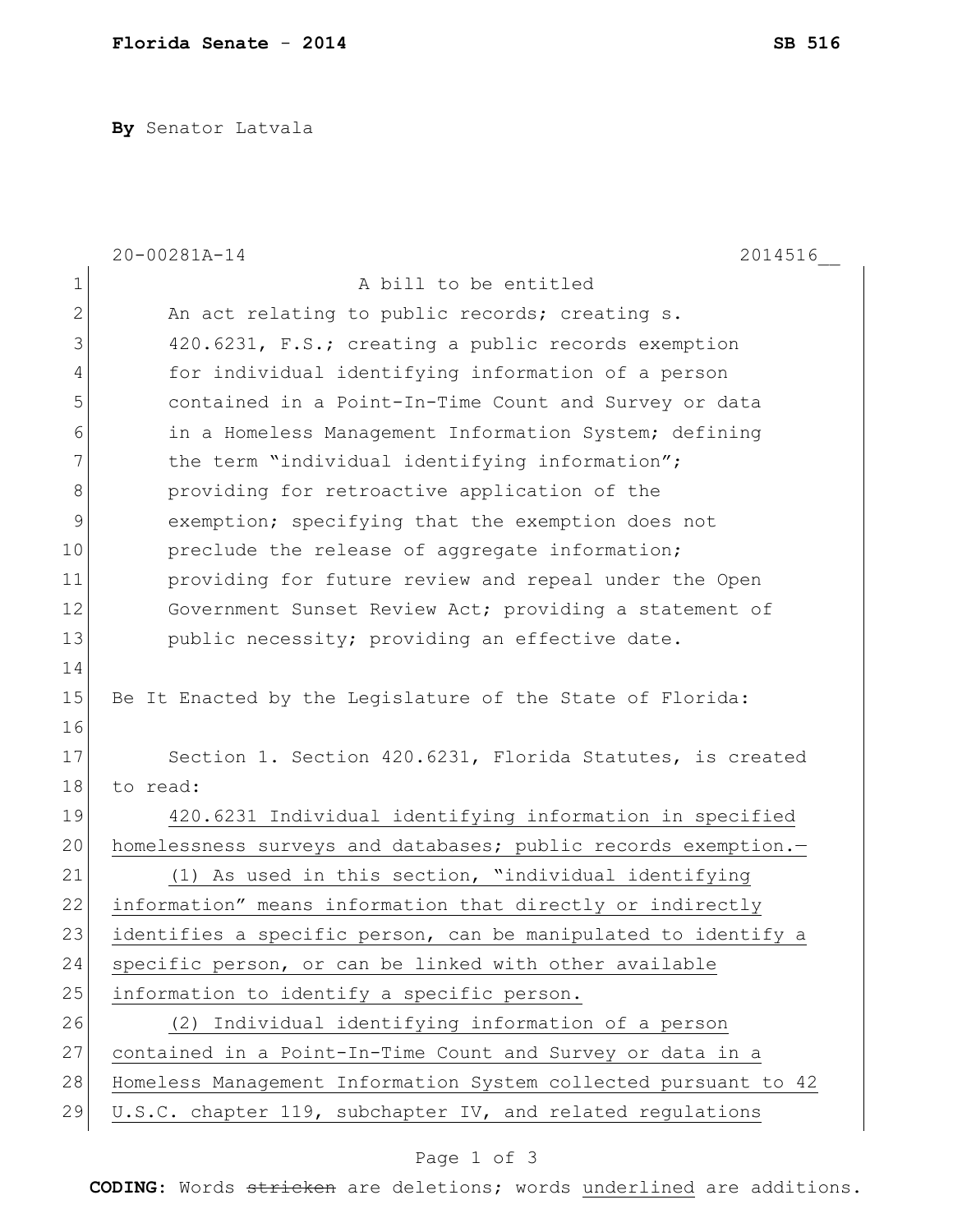**Florida Senate - 2014** **SB 516**

**By** Senator Latvala

20-00281A-14 2014516__

A bill to be entitled

An act relating to public records; creating s. 420.6231, F.S.; creating a public records exemption for individual identifying information of a person contained in a Point-In-Time Count and Survey or data in a Homeless Management Information System; defining the term "individual identifying information"; providing for retroactive application of the exemption; specifying that the exemption does not preclude the release of aggregate information; providing for future review and repeal under the Open Government Sunset Review Act; providing a statement of public necessity; providing an effective date.

Be It Enacted by the Legislature of the State of Florida:

Section 1. Section 420.6231, Florida Statutes, is created to read:

<u>420.6231 Individual identifying information in specified homelessness surveys and databases; public records exemption.—</u>

<u>(1) As used in this section, "individual identifying information" means information that directly or indirectly identifies a specific person, can be manipulated to identify a specific person, or can be linked with other available information to identify a specific person.</u>

<u>(2) Individual identifying information of a person contained in a Point-In-Time Count and Survey or data in a Homeless Management Information System collected pursuant to 42 U.S.C. chapter 119, subchapter IV, and related regulations</u>

**CODING:** Words ~~stricken~~ are deletions; words <u>underlined</u> are additions.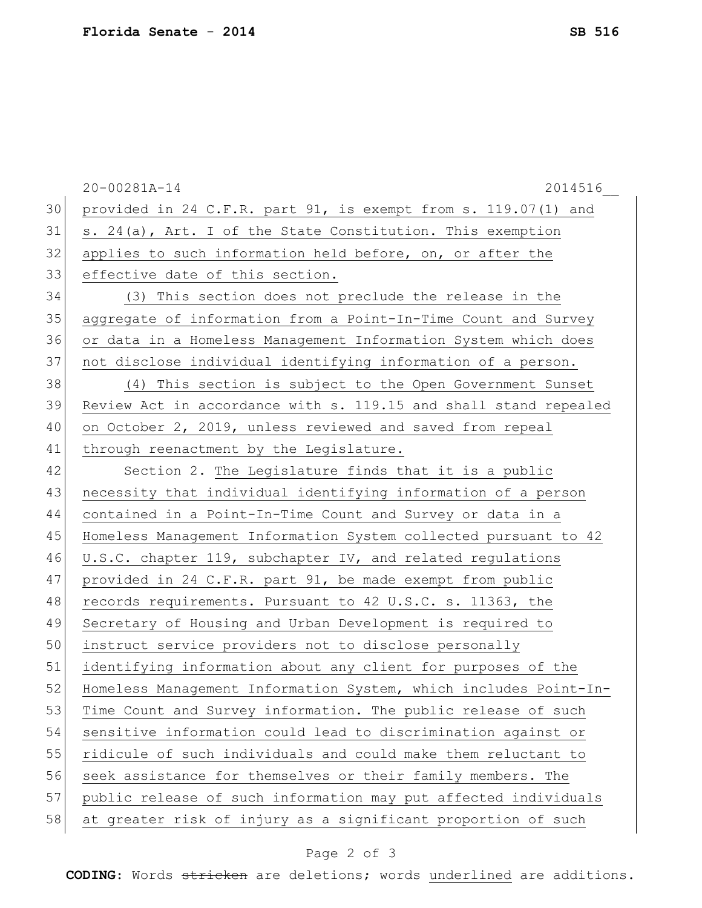provided in 24 C.F.R. part 91, is exempt from s. 119.07(1) and s. 24(a), Art. I of the State Constitution. This exemption applies to such information held before, on, or after the effective date of this section.

(3) This section does not preclude the release in the aggregate of information from a Point-In-Time Count and Survey or data in a Homeless Management Information System which does not disclose individual identifying information of a person.

(4) This section is subject to the Open Government Sunset Review Act in accordance with s. 119.15 and shall stand repealed on October 2, 2019, unless reviewed and saved from repeal through reenactment by the Legislature.

Section 2. The Legislature finds that it is a public necessity that individual identifying information of a person contained in a Point-In-Time Count and Survey or data in a Homeless Management Information System collected pursuant to 42 U.S.C. chapter 119, subchapter IV, and related regulations provided in 24 C.F.R. part 91, be made exempt from public records requirements. Pursuant to 42 U.S.C. s. 11363, the Secretary of Housing and Urban Development is required to instruct service providers not to disclose personally identifying information about any client for purposes of the Homeless Management Information System, which includes Point-In-Time Count and Survey information. The public release of such sensitive information could lead to discrimination against or ridicule of such individuals and could make them reluctant to seek assistance for themselves or their family members. The public release of such information may put affected individuals at greater risk of injury as a significant proportion of such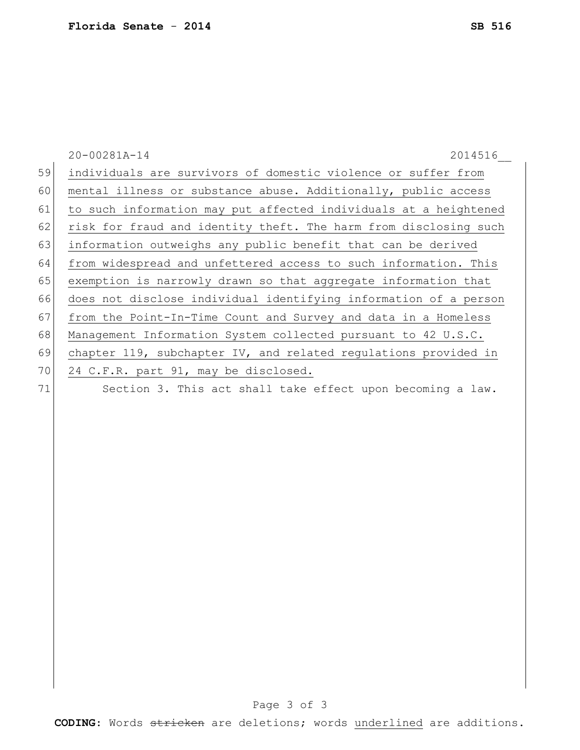individuals are survivors of domestic violence or suffer from mental illness or substance abuse. Additionally, public access to such information may put affected individuals at a heightened risk for fraud and identity theft. The harm from disclosing such information outweighs any public benefit that can be derived from widespread and unfettered access to such information. This exemption is narrowly drawn so that aggregate information that does not disclose individual identifying information of a person from the Point-In-Time Count and Survey and data in a Homeless Management Information System collected pursuant to 42 U.S.C. chapter 119, subchapter IV, and related regulations provided in 24 C.F.R. part 91, may be disclosed.

Section 3. This act shall take effect upon becoming a law.